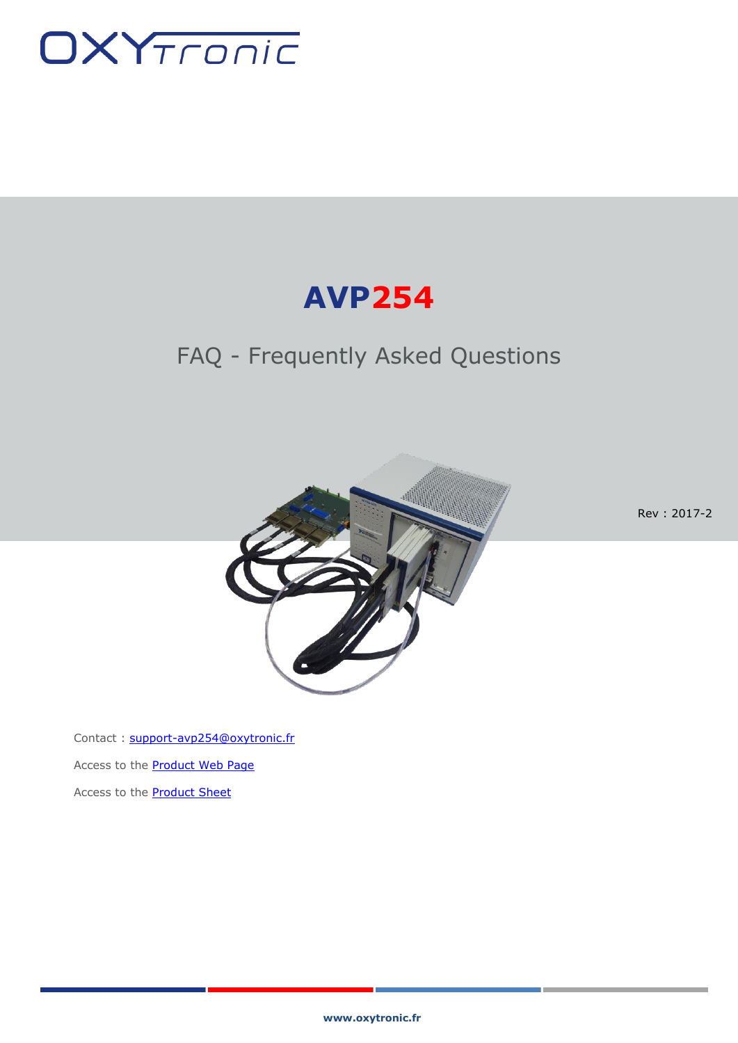OXYTronic

# AVP254

## FAQ - Frequently Asked Questions

Rev : 2017-2

Contact : support-avp254@oxytronic.fr

Access to the Product Web Page

Access to the Product Sheet

www.oxytronic.fr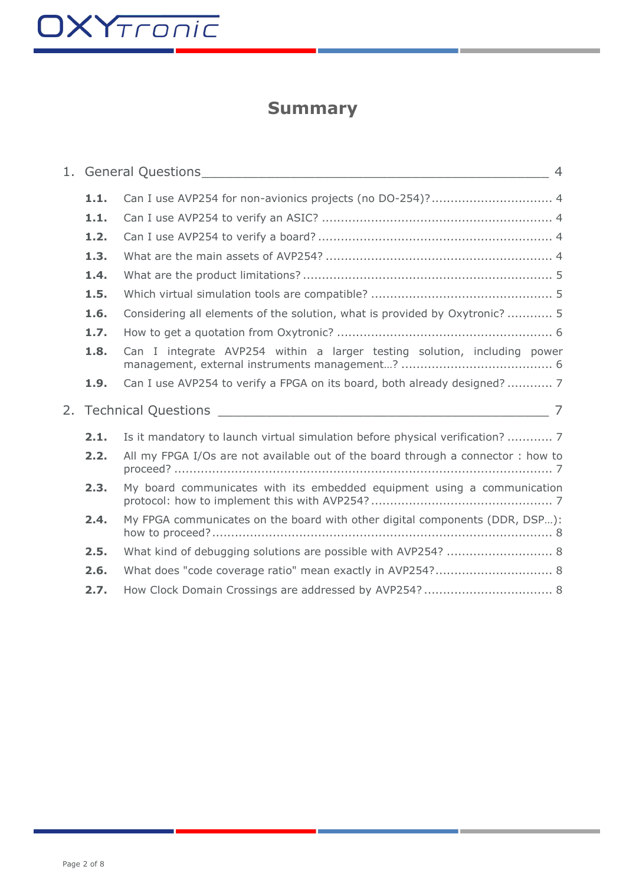# Summary

1. General Questions ____________________________________________ 4

| | | |
|---|---|---|
| **1.1.** | Can I use AVP254 for non-avionics projects (no DO-254)? | 4 |
| **1.1.** | Can I use AVP254 to verify an ASIC? | 4 |
| **1.2.** | Can I use AVP254 to verify a board? | 4 |
| **1.3.** | What are the main assets of AVP254? | 4 |
| **1.4.** | What are the product limitations? | 5 |
| **1.5.** | Which virtual simulation tools are compatible? | 5 |
| **1.6.** | Considering all elements of the solution, what is provided by Oxytronic? | 5 |
| **1.7.** | How to get a quotation from Oxytronic? | 6 |
| **1.8.** | Can I integrate AVP254 within a larger testing solution, including power management, external instruments management…? | 6 |
| **1.9.** | Can I use AVP254 to verify a FPGA on its board, both already designed? | 7 |

2. Technical Questions ____________________________________________ 7

| | | |
|---|---|---|
| **2.1.** | Is it mandatory to launch virtual simulation before physical verification? | 7 |
| **2.2.** | All my FPGA I/Os are not available out of the board through a connector : how to proceed? | 7 |
| **2.3.** | My board communicates with its embedded equipment using a communication protocol: how to implement this with AVP254? | 7 |
| **2.4.** | My FPGA communicates on the board with other digital components (DDR, DSP…): how to proceed? | 8 |
| **2.5.** | What kind of debugging solutions are possible with AVP254? | 8 |
| **2.6.** | What does "code coverage ratio" mean exactly in AVP254? | 8 |
| **2.7.** | How Clock Domain Crossings are addressed by AVP254? | 8 |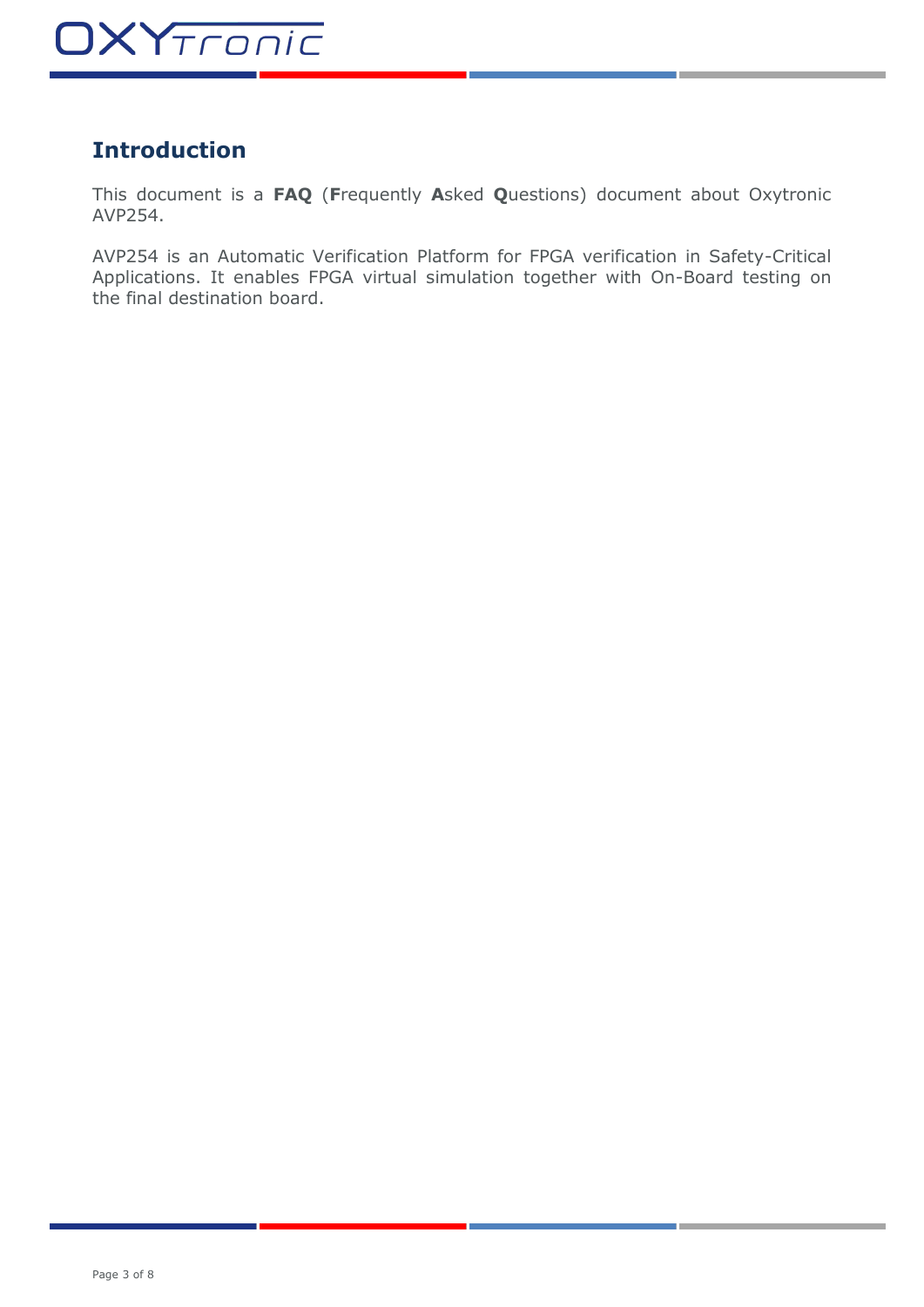## Introduction

This document is a **FAQ** (**F**requently **A**sked **Q**uestions) document about Oxytronic AVP254.

AVP254 is an Automatic Verification Platform for FPGA verification in Safety-Critical Applications. It enables FPGA virtual simulation together with On-Board testing on the final destination board.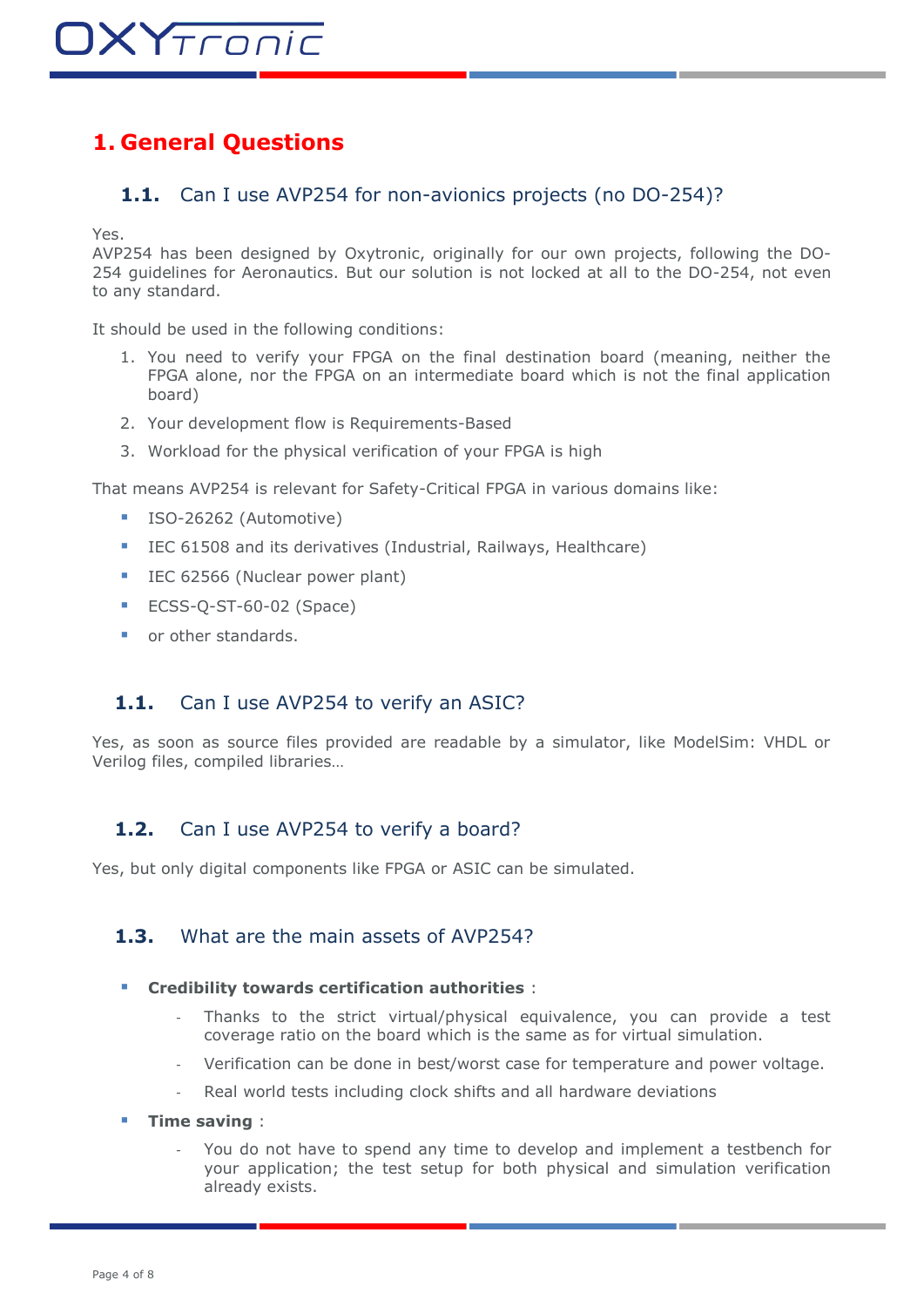// 1. General Questions

## 1.1. Can I use AVP254 for non-avionics projects (no DO-254)?

Yes.
AVP254 has been designed by Oxytronic, originally for our own projects, following the DO-254 guidelines for Aeronautics. But our solution is not locked at all to the DO-254, not even to any standard.

It should be used in the following conditions:

1. You need to verify your FPGA on the final destination board (meaning, neither the FPGA alone, nor the FPGA on an intermediate board which is not the final application board)
2. Your development flow is Requirements-Based
3. Workload for the physical verification of your FPGA is high

That means AVP254 is relevant for Safety-Critical FPGA in various domains like:

- ISO-26262 (Automotive)
- IEC 61508 and its derivatives (Industrial, Railways, Healthcare)
- IEC 62566 (Nuclear power plant)
- ECSS-Q-ST-60-02 (Space)
- or other standards.

## 1.1. Can I use AVP254 to verify an ASIC?

Yes, as soon as source files provided are readable by a simulator, like ModelSim: VHDL or Verilog files, compiled libraries…

## 1.2. Can I use AVP254 to verify a board?

Yes, but only digital components like FPGA or ASIC can be simulated.

## 1.3. What are the main assets of AVP254?

- **Credibility towards certification authorities** :
  - Thanks to the strict virtual/physical equivalence, you can provide a test coverage ratio on the board which is the same as for virtual simulation.
  - Verification can be done in best/worst case for temperature and power voltage.
  - Real world tests including clock shifts and all hardware deviations
- **Time saving** :
  - You do not have to spend any time to develop and implement a testbench for your application; the test setup for both physical and simulation verification already exists.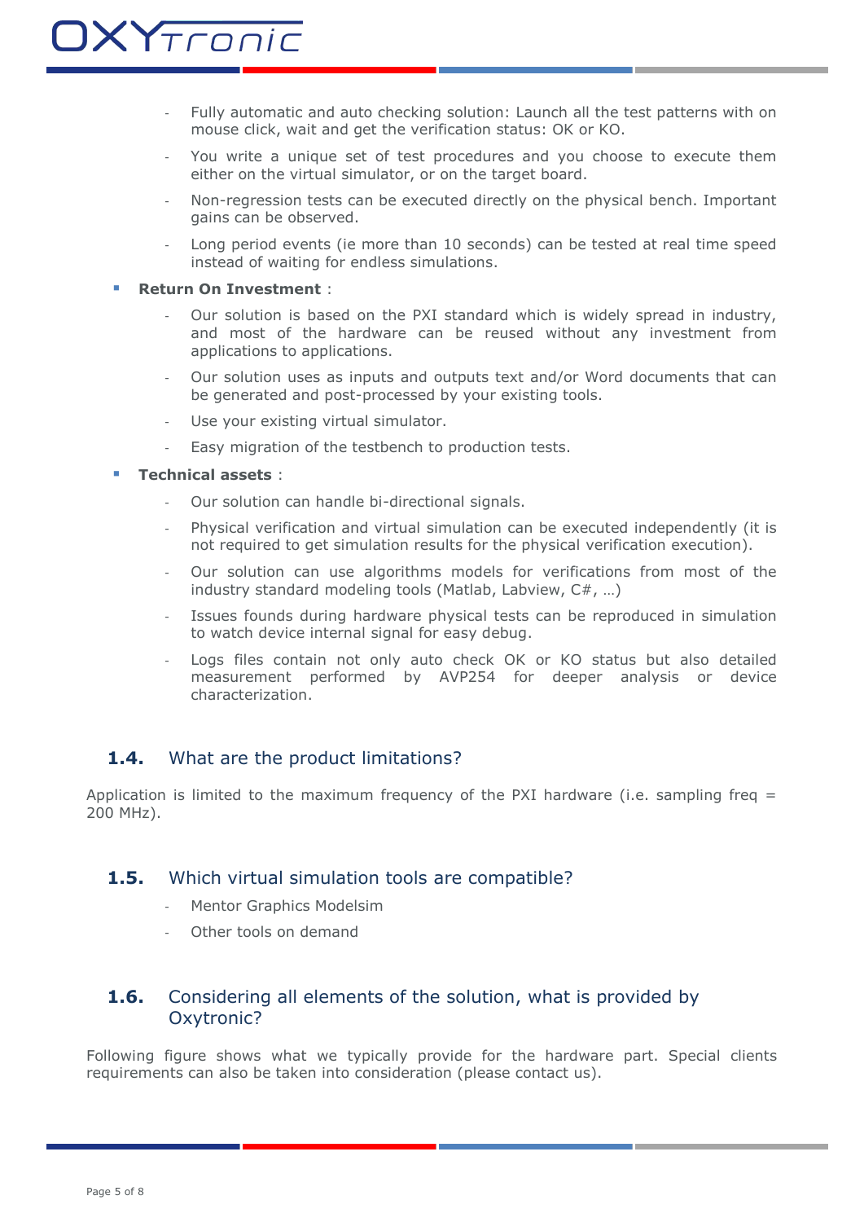- Fully automatic and auto checking solution: Launch all the test patterns with on mouse click, wait and get the verification status: OK or KO.
- You write a unique set of test procedures and you choose to execute them either on the virtual simulator, or on the target board.
- Non-regression tests can be executed directly on the physical bench. Important gains can be observed.
- Long period events (ie more than 10 seconds) can be tested at real time speed instead of waiting for endless simulations.

- **Return On Investment** :
  - Our solution is based on the PXI standard which is widely spread in industry, and most of the hardware can be reused without any investment from applications to applications.
  - Our solution uses as inputs and outputs text and/or Word documents that can be generated and post-processed by your existing tools.
  - Use your existing virtual simulator.
  - Easy migration of the testbench to production tests.

- **Technical assets** :
  - Our solution can handle bi-directional signals.
  - Physical verification and virtual simulation can be executed independently (it is not required to get simulation results for the physical verification execution).
  - Our solution can use algorithms models for verifications from most of the industry standard modeling tools (Matlab, Labview, C#, …)
  - Issues founds during hardware physical tests can be reproduced in simulation to watch device internal signal for easy debug.
  - Logs files contain not only auto check OK or KO status but also detailed measurement performed by AVP254 for deeper analysis or device characterization.

## 1.4. What are the product limitations?

Application is limited to the maximum frequency of the PXI hardware (i.e. sampling freq = 200 MHz).

## 1.5. Which virtual simulation tools are compatible?

- Mentor Graphics Modelsim
- Other tools on demand

## 1.6. Considering all elements of the solution, what is provided by Oxytronic?

Following figure shows what we typically provide for the hardware part. Special clients requirements can also be taken into consideration (please contact us).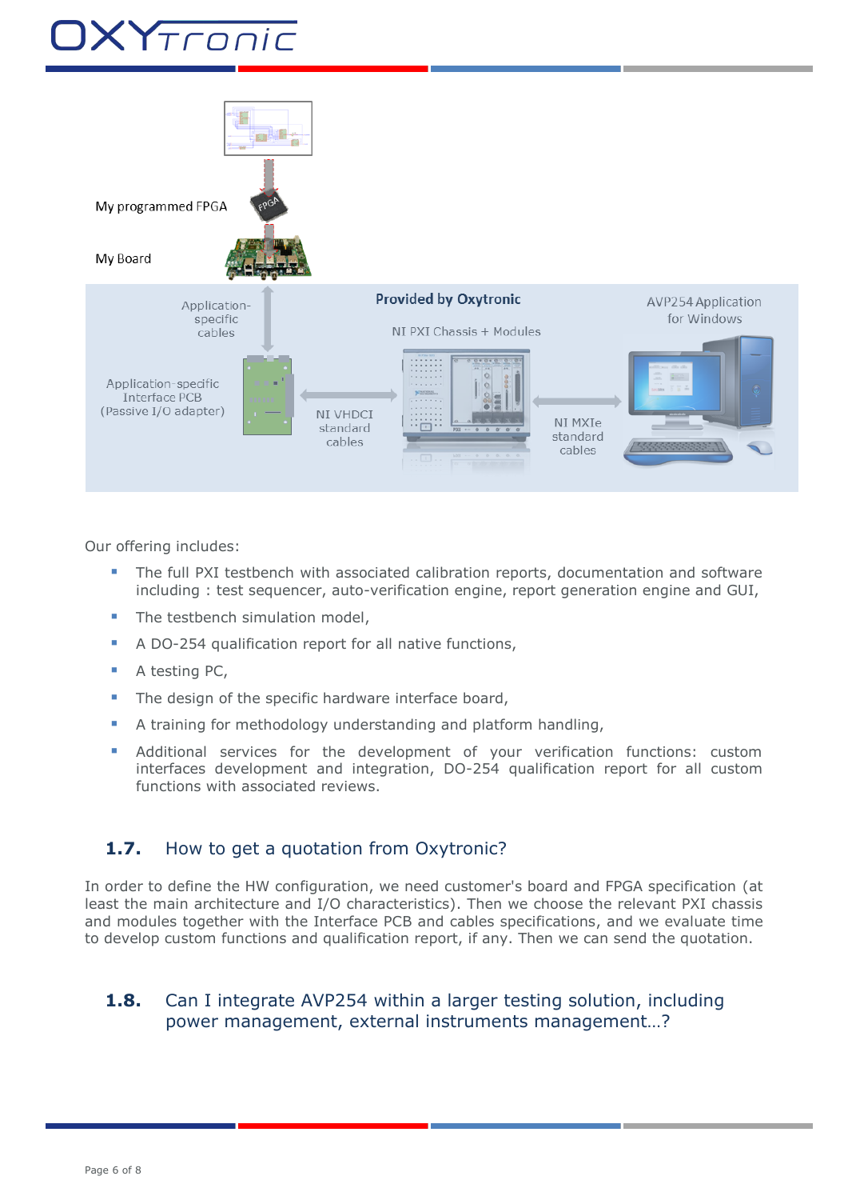Our offering includes:

- The full PXI testbench with associated calibration reports, documentation and software including : test sequencer, auto-verification engine, report generation engine and GUI,
- The testbench simulation model,
- A DO-254 qualification report for all native functions,
- A testing PC,
- The design of the specific hardware interface board,
- A training for methodology understanding and platform handling,
- Additional services for the development of your verification functions: custom interfaces development and integration, DO-254 qualification report for all custom functions with associated reviews.

## 1.7. How to get a quotation from Oxytronic?

In order to define the HW configuration, we need customer's board and FPGA specification (at least the main architecture and I/O characteristics). Then we choose the relevant PXI chassis and modules together with the Interface PCB and cables specifications, and we evaluate time to develop custom functions and qualification report, if any. Then we can send the quotation.

## 1.8. Can I integrate AVP254 within a larger testing solution, including power management, external instruments management…?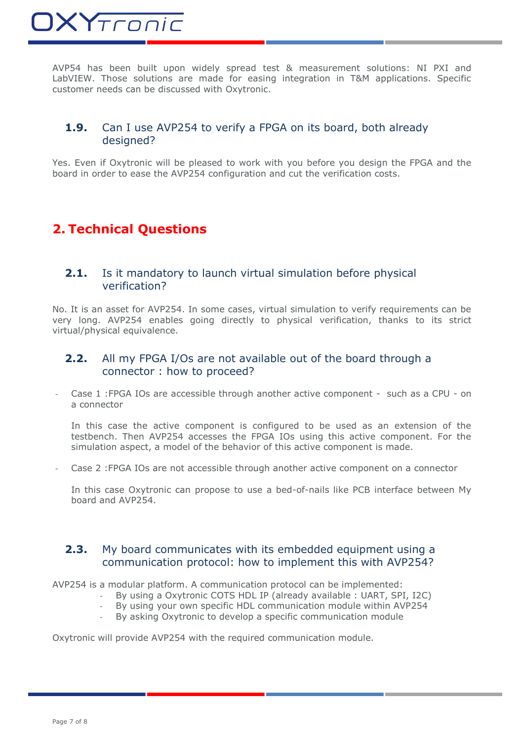AVP54 has been built upon widely spread test & measurement solutions: NI PXI and LabVIEW. Those solutions are made for easing integration in T&M applications. Specific customer needs can be discussed with Oxytronic.

### 1.9. Can I use AVP254 to verify a FPGA on its board, both already designed?

Yes. Even if Oxytronic will be pleased to work with you before you design the FPGA and the board in order to ease the AVP254 configuration and cut the verification costs.

## 2. Technical Questions

### 2.1. Is it mandatory to launch virtual simulation before physical verification?

No. It is an asset for AVP254. In some cases, virtual simulation to verify requirements can be very long. AVP254 enables going directly to physical verification, thanks to its strict virtual/physical equivalence.

### 2.2. All my FPGA I/Os are not available out of the board through a connector : how to proceed?

- Case 1 :FPGA IOs are accessible through another active component - such as a CPU - on a connector

  In this case the active component is configured to be used as an extension of the testbench. Then AVP254 accesses the FPGA IOs using this active component. For the simulation aspect, a model of the behavior of this active component is made.

- Case 2 :FPGA IOs are not accessible through another active component on a connector

  In this case Oxytronic can propose to use a bed-of-nails like PCB interface between My board and AVP254.

### 2.3. My board communicates with its embedded equipment using a communication protocol: how to implement this with AVP254?

AVP254 is a modular platform. A communication protocol can be implemented:

- By using a Oxytronic COTS HDL IP (already available : UART, SPI, I2C)
- By using your own specific HDL communication module within AVP254
- By asking Oxytronic to develop a specific communication module

Oxytronic will provide AVP254 with the required communication module.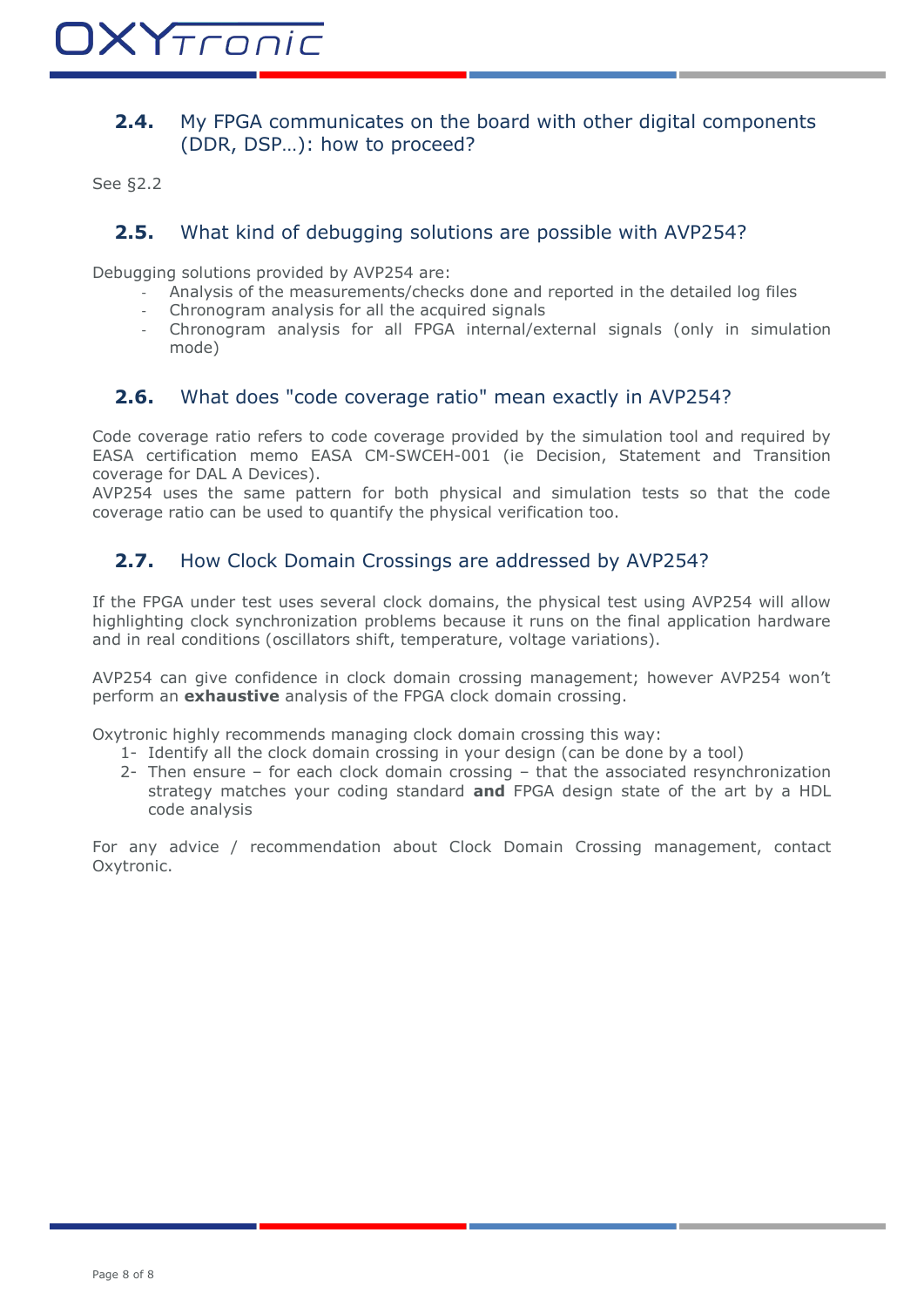## 2.4. My FPGA communicates on the board with other digital components (DDR, DSP…): how to proceed?

See §2.2

## 2.5. What kind of debugging solutions are possible with AVP254?

Debugging solutions provided by AVP254 are:

- Analysis of the measurements/checks done and reported in the detailed log files
- Chronogram analysis for all the acquired signals
- Chronogram analysis for all FPGA internal/external signals (only in simulation mode)

## 2.6. What does "code coverage ratio" mean exactly in AVP254?

Code coverage ratio refers to code coverage provided by the simulation tool and required by EASA certification memo EASA CM-SWCEH-001 (ie Decision, Statement and Transition coverage for DAL A Devices).
AVP254 uses the same pattern for both physical and simulation tests so that the code coverage ratio can be used to quantify the physical verification too.

## 2.7. How Clock Domain Crossings are addressed by AVP254?

If the FPGA under test uses several clock domains, the physical test using AVP254 will allow highlighting clock synchronization problems because it runs on the final application hardware and in real conditions (oscillators shift, temperature, voltage variations).

AVP254 can give confidence in clock domain crossing management; however AVP254 won't perform an **exhaustive** analysis of the FPGA clock domain crossing.

Oxytronic highly recommends managing clock domain crossing this way:

1- Identify all the clock domain crossing in your design (can be done by a tool)
2- Then ensure – for each clock domain crossing – that the associated resynchronization strategy matches your coding standard **and** FPGA design state of the art by a HDL code analysis

For any advice / recommendation about Clock Domain Crossing management, contact Oxytronic.